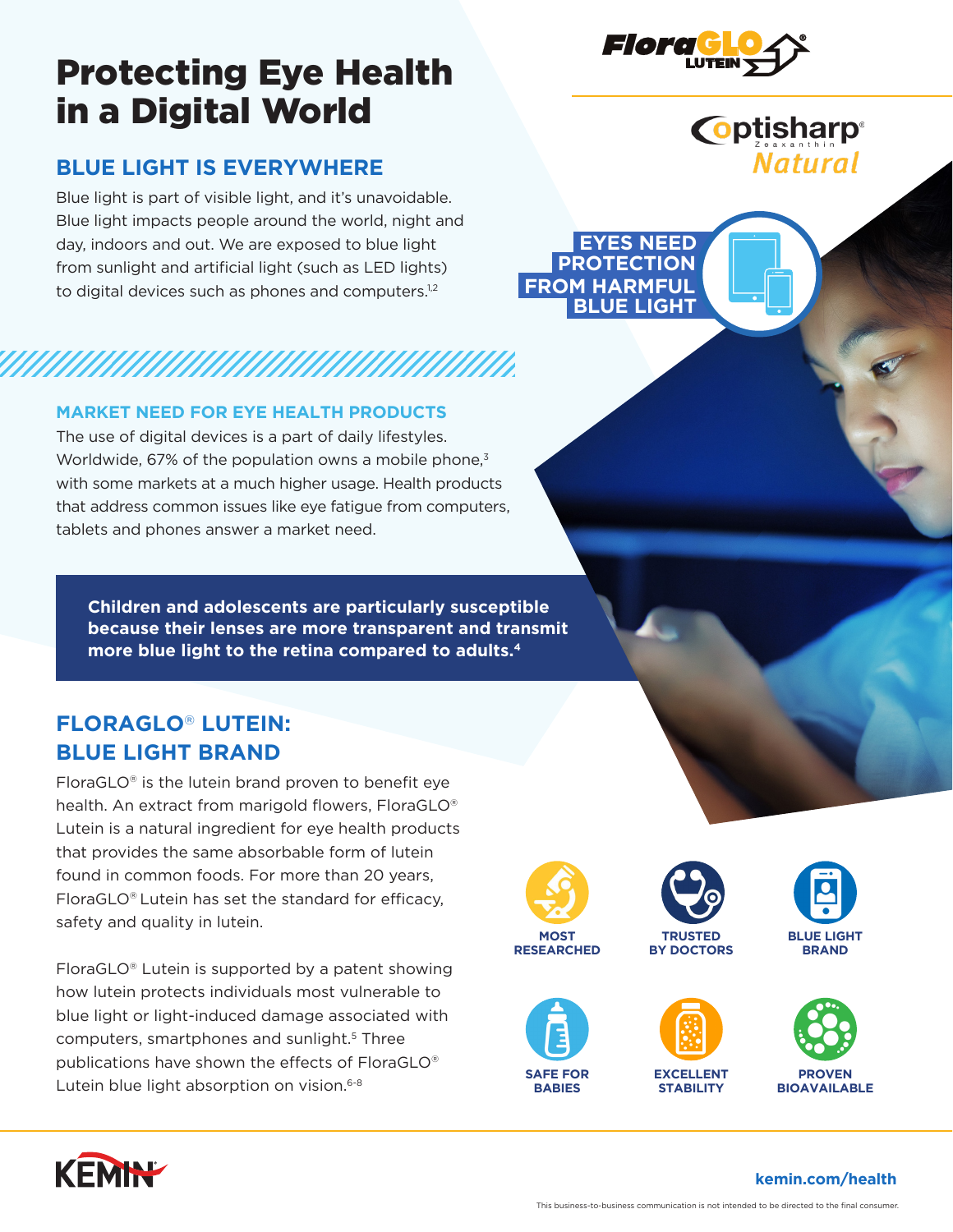FloraGLO® LUTEIN

optisharp® Zeaxanthin Natural

# Protecting Eye Health in a Digital World

## BLUE LIGHT IS EVERYWHERE

Blue light is part of visible light, and it's unavoidable. Blue light impacts people around the world, night and day, indoors and out. We are exposed to blue light from sunlight and artificial light (such as LED lights) to digital devices such as phones and computers.[1,2]

**EYES NEED PROTECTION FROM HARMFUL BLUE LIGHT**

### MARKET NEED FOR EYE HEALTH PRODUCTS

The use of digital devices is a part of daily lifestyles. Worldwide, 67% of the population owns a mobile phone,[3] with some markets at a much higher usage. Health products that address common issues like eye fatigue from computers, tablets and phones answer a market need.

**Children and adolescents are particularly susceptible because their lenses are more transparent and transmit more blue light to the retina compared to adults.[4]**

## FLORAGLO® LUTEIN: BLUE LIGHT BRAND

FloraGLO® is the lutein brand proven to benefit eye health. An extract from marigold flowers, FloraGLO® Lutein is a natural ingredient for eye health products that provides the same absorbable form of lutein found in common foods. For more than 20 years, FloraGLO® Lutein has set the standard for efficacy, safety and quality in lutein.

FloraGLO® Lutein is supported by a patent showing how lutein protects individuals most vulnerable to blue light or light-induced damage associated with computers, smartphones and sunlight.[5] Three publications have shown the effects of FloraGLO® Lutein blue light absorption on vision.[6-8]

- MOST RESEARCHED
- TRUSTED BY DOCTORS
- BLUE LIGHT BRAND
- SAFE FOR BABIES
- EXCELLENT STABILITY
- PROVEN BIOAVAILABLE

KEMIN

kemin.com/health

This business-to-business communication is not intended to be directed to the final consumer.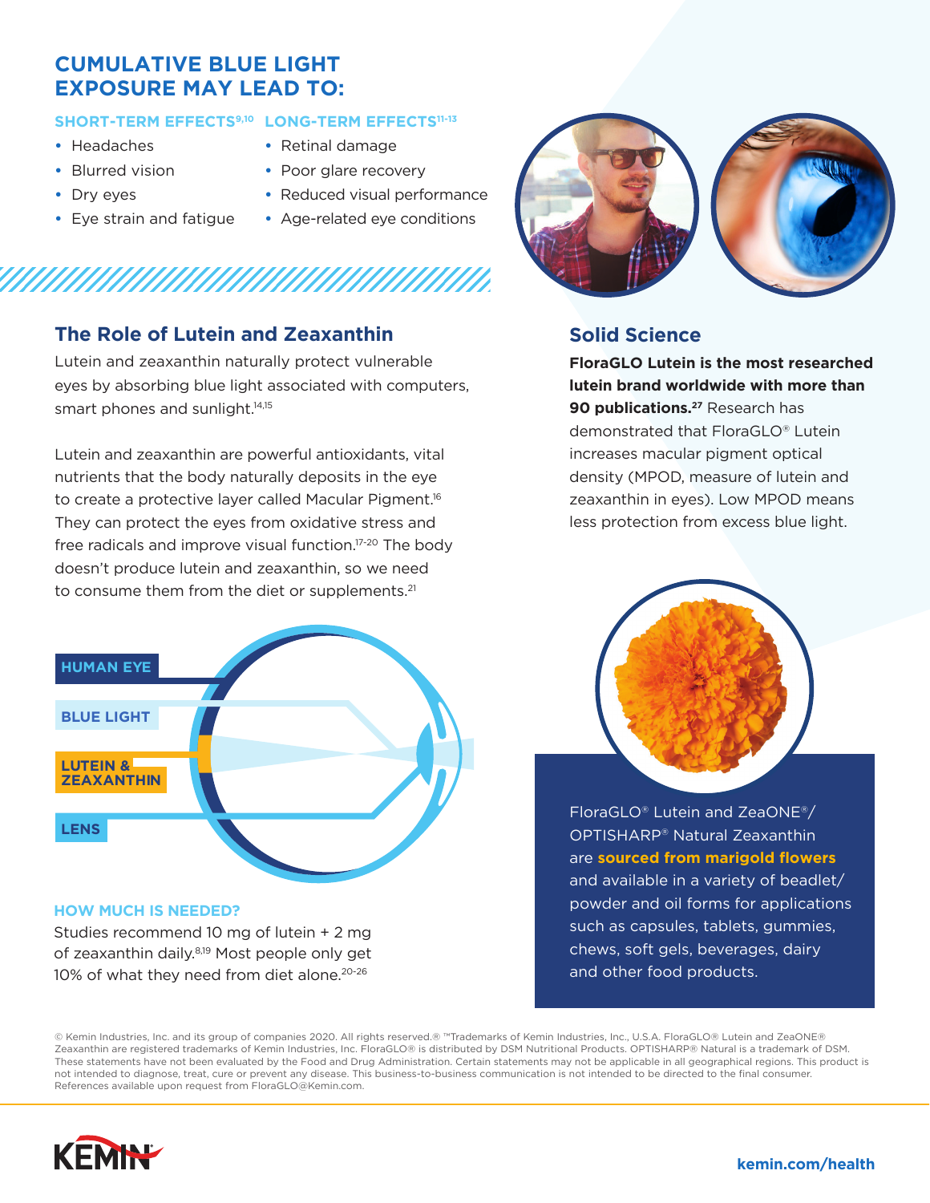## CUMULATIVE BLUE LIGHT EXPOSURE MAY LEAD TO:

### SHORT-TERM EFFECTS[9,10]

- Headaches
- Blurred vision
- Dry eyes
- Eye strain and fatigue

### LONG-TERM EFFECTS[11-13]

- Retinal damage
- Poor glare recovery
- Reduced visual performance
- Age-related eye conditions

## The Role of Lutein and Zeaxanthin

Lutein and zeaxanthin naturally protect vulnerable eyes by absorbing blue light associated with computers, smart phones and sunlight.[14,15]

Lutein and zeaxanthin are powerful antioxidants, vital nutrients that the body naturally deposits in the eye to create a protective layer called Macular Pigment.[16] They can protect the eyes from oxidative stress and free radicals and improve visual function.[17-20] The body doesn't produce lutein and zeaxanthin, so we need to consume them from the diet or supplements.[21]

HUMAN EYE

BLUE LIGHT

LUTEIN & ZEAXANTHIN

LENS

### HOW MUCH IS NEEDED?

Studies recommend 10 mg of lutein + 2 mg of zeaxanthin daily.[8,19] Most people only get 10% of what they need from diet alone.[20-26]

## Solid Science

**FloraGLO Lutein is the most researched lutein brand worldwide with more than 90 publications.[27]** Research has demonstrated that FloraGLO® Lutein increases macular pigment optical density (MPOD, measure of lutein and zeaxanthin in eyes). Low MPOD means less protection from excess blue light.

FloraGLO® Lutein and ZeaONE®/ OPTISHARP® Natural Zeaxanthin are **sourced from marigold flowers** and available in a variety of beadlet/ powder and oil forms for applications such as capsules, tablets, gummies, chews, soft gels, beverages, dairy and other food products.

© Kemin Industries, Inc. and its group of companies 2020. All rights reserved.® ™Trademarks of Kemin Industries, Inc., U.S.A. FloraGLO® Lutein and ZeaONE® Zeaxanthin are registered trademarks of Kemin Industries, Inc. FloraGLO® is distributed by DSM Nutritional Products. OPTISHARP® Natural is a trademark of DSM. These statements have not been evaluated by the Food and Drug Administration. Certain statements may not be applicable in all geographical regions. This product is not intended to diagnose, treat, cure or prevent any disease. This business-to-business communication is not intended to be directed to the final consumer. References available upon request from FloraGLO@Kemin.com.

KEMIN

kemin.com/health